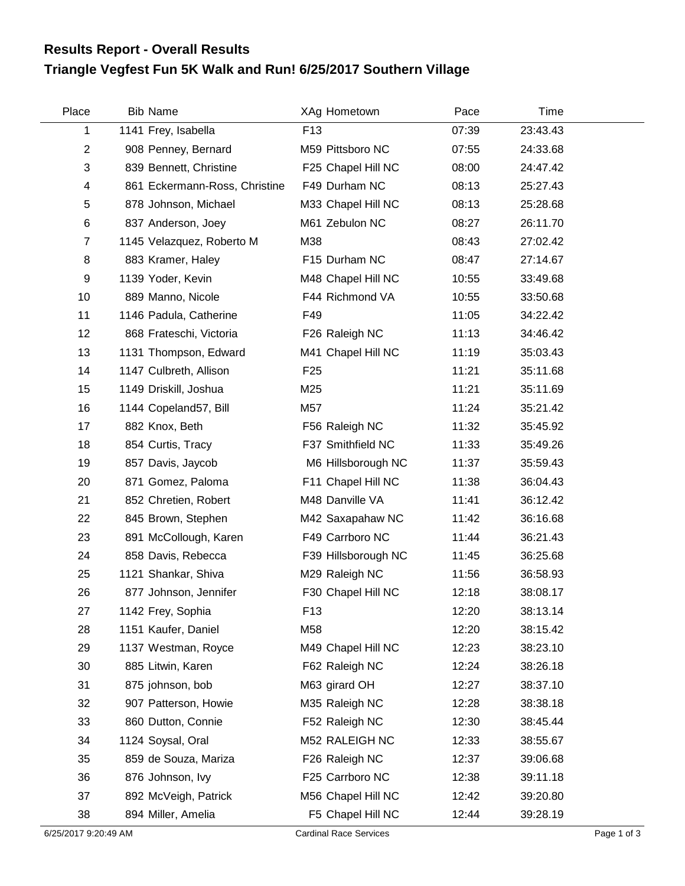## Results Report - Overall Results

# Triangle Vegfest Fun 5K Walk and Run! 6/25/2017 Southern Village

| Place | Bib | Name | XAg | Hometown | Pace | Time |
|---|---|---|---|---|---|---|
| 1 | 1141 | Frey, Isabella | F13 | | 07:39 | 23:43.43 |
| 2 | 908 | Penney, Bernard | M59 | Pittsboro NC | 07:55 | 24:33.68 |
| 3 | 839 | Bennett, Christine | F25 | Chapel Hill NC | 08:00 | 24:47.42 |
| 4 | 861 | Eckermann-Ross, Christine | F49 | Durham NC | 08:13 | 25:27.43 |
| 5 | 878 | Johnson, Michael | M33 | Chapel Hill NC | 08:13 | 25:28.68 |
| 6 | 837 | Anderson, Joey | M61 | Zebulon NC | 08:27 | 26:11.70 |
| 7 | 1145 | Velazquez, Roberto M | M38 | | 08:43 | 27:02.42 |
| 8 | 883 | Kramer, Haley | F15 | Durham NC | 08:47 | 27:14.67 |
| 9 | 1139 | Yoder, Kevin | M48 | Chapel Hill NC | 10:55 | 33:49.68 |
| 10 | 889 | Manno, Nicole | F44 | Richmond VA | 10:55 | 33:50.68 |
| 11 | 1146 | Padula, Catherine | F49 | | 11:05 | 34:22.42 |
| 12 | 868 | Frateschi, Victoria | F26 | Raleigh NC | 11:13 | 34:46.42 |
| 13 | 1131 | Thompson, Edward | M41 | Chapel Hill NC | 11:19 | 35:03.43 |
| 14 | 1147 | Culbreth, Allison | F25 | | 11:21 | 35:11.68 |
| 15 | 1149 | Driskill, Joshua | M25 | | 11:21 | 35:11.69 |
| 16 | 1144 | Copeland57, Bill | M57 | | 11:24 | 35:21.42 |
| 17 | 882 | Knox, Beth | F56 | Raleigh NC | 11:32 | 35:45.92 |
| 18 | 854 | Curtis, Tracy | F37 | Smithfield NC | 11:33 | 35:49.26 |
| 19 | 857 | Davis, Jaycob | M6 | Hillsborough NC | 11:37 | 35:59.43 |
| 20 | 871 | Gomez, Paloma | F11 | Chapel Hill NC | 11:38 | 36:04.43 |
| 21 | 852 | Chretien, Robert | M48 | Danville VA | 11:41 | 36:12.42 |
| 22 | 845 | Brown, Stephen | M42 | Saxapahaw NC | 11:42 | 36:16.68 |
| 23 | 891 | McCollough, Karen | F49 | Carrboro NC | 11:44 | 36:21.43 |
| 24 | 858 | Davis, Rebecca | F39 | Hillsborough NC | 11:45 | 36:25.68 |
| 25 | 1121 | Shankar, Shiva | M29 | Raleigh NC | 11:56 | 36:58.93 |
| 26 | 877 | Johnson, Jennifer | F30 | Chapel Hill NC | 12:18 | 38:08.17 |
| 27 | 1142 | Frey, Sophia | F13 | | 12:20 | 38:13.14 |
| 28 | 1151 | Kaufer, Daniel | M58 | | 12:20 | 38:15.42 |
| 29 | 1137 | Westman, Royce | M49 | Chapel Hill NC | 12:23 | 38:23.10 |
| 30 | 885 | Litwin, Karen | F62 | Raleigh NC | 12:24 | 38:26.18 |
| 31 | 875 | johnson, bob | M63 | girard OH | 12:27 | 38:37.10 |
| 32 | 907 | Patterson, Howie | M35 | Raleigh NC | 12:28 | 38:38.18 |
| 33 | 860 | Dutton, Connie | F52 | Raleigh NC | 12:30 | 38:45.44 |
| 34 | 1124 | Soysal, Oral | M52 | RALEIGH NC | 12:33 | 38:55.67 |
| 35 | 859 | de Souza, Mariza | F26 | Raleigh NC | 12:37 | 39:06.68 |
| 36 | 876 | Johnson, Ivy | F25 | Carrboro NC | 12:38 | 39:11.18 |
| 37 | 892 | McVeigh, Patrick | M56 | Chapel Hill NC | 12:42 | 39:20.80 |
| 38 | 894 | Miller, Amelia | F5 | Chapel Hill NC | 12:44 | 39:28.19 |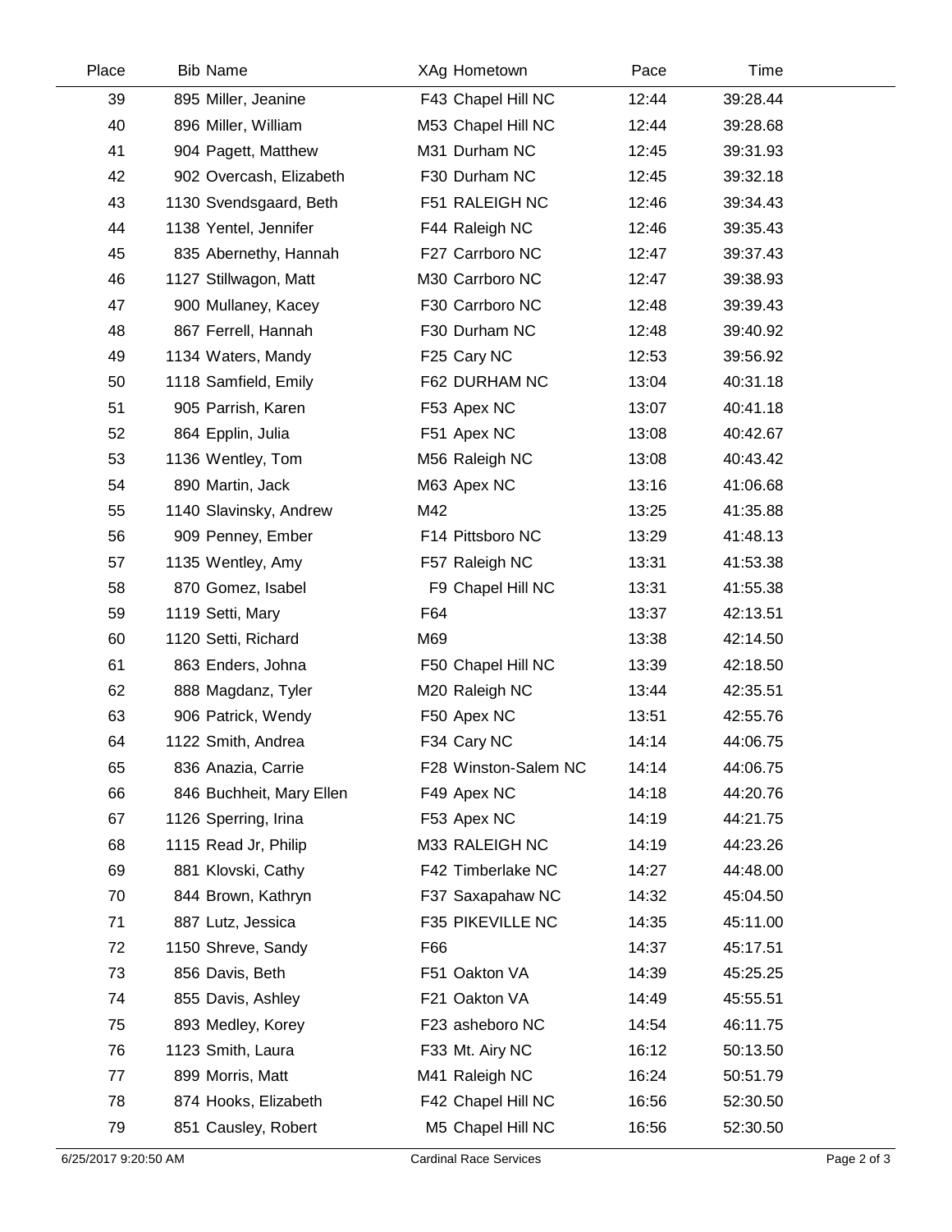| Place | Bib | Name | XAg | Hometown | Pace | Time |
|---|---|---|---|---|---|---|
| 39 | 895 | Miller, Jeanine | F43 | Chapel Hill NC | 12:44 | 39:28.44 |
| 40 | 896 | Miller, William | M53 | Chapel Hill NC | 12:44 | 39:28.68 |
| 41 | 904 | Pagett, Matthew | M31 | Durham NC | 12:45 | 39:31.93 |
| 42 | 902 | Overcash, Elizabeth | F30 | Durham NC | 12:45 | 39:32.18 |
| 43 | 1130 | Svendsgaard, Beth | F51 | RALEIGH NC | 12:46 | 39:34.43 |
| 44 | 1138 | Yentel, Jennifer | F44 | Raleigh NC | 12:46 | 39:35.43 |
| 45 | 835 | Abernethy, Hannah | F27 | Carrboro NC | 12:47 | 39:37.43 |
| 46 | 1127 | Stillwagon, Matt | M30 | Carrboro NC | 12:47 | 39:38.93 |
| 47 | 900 | Mullaney, Kacey | F30 | Carrboro NC | 12:48 | 39:39.43 |
| 48 | 867 | Ferrell, Hannah | F30 | Durham NC | 12:48 | 39:40.92 |
| 49 | 1134 | Waters, Mandy | F25 | Cary NC | 12:53 | 39:56.92 |
| 50 | 1118 | Samfield, Emily | F62 | DURHAM NC | 13:04 | 40:31.18 |
| 51 | 905 | Parrish, Karen | F53 | Apex NC | 13:07 | 40:41.18 |
| 52 | 864 | Epplin, Julia | F51 | Apex NC | 13:08 | 40:42.67 |
| 53 | 1136 | Wentley, Tom | M56 | Raleigh NC | 13:08 | 40:43.42 |
| 54 | 890 | Martin, Jack | M63 | Apex NC | 13:16 | 41:06.68 |
| 55 | 1140 | Slavinsky, Andrew | M42 | | 13:25 | 41:35.88 |
| 56 | 909 | Penney, Ember | F14 | Pittsboro NC | 13:29 | 41:48.13 |
| 57 | 1135 | Wentley, Amy | F57 | Raleigh NC | 13:31 | 41:53.38 |
| 58 | 870 | Gomez, Isabel | F9 | Chapel Hill NC | 13:31 | 41:55.38 |
| 59 | 1119 | Setti, Mary | F64 | | 13:37 | 42:13.51 |
| 60 | 1120 | Setti, Richard | M69 | | 13:38 | 42:14.50 |
| 61 | 863 | Enders, Johna | F50 | Chapel Hill NC | 13:39 | 42:18.50 |
| 62 | 888 | Magdanz, Tyler | M20 | Raleigh NC | 13:44 | 42:35.51 |
| 63 | 906 | Patrick, Wendy | F50 | Apex NC | 13:51 | 42:55.76 |
| 64 | 1122 | Smith, Andrea | F34 | Cary NC | 14:14 | 44:06.75 |
| 65 | 836 | Anazia, Carrie | F28 | Winston-Salem NC | 14:14 | 44:06.75 |
| 66 | 846 | Buchheit, Mary Ellen | F49 | Apex NC | 14:18 | 44:20.76 |
| 67 | 1126 | Sperring, Irina | F53 | Apex NC | 14:19 | 44:21.75 |
| 68 | 1115 | Read Jr, Philip | M33 | RALEIGH NC | 14:19 | 44:23.26 |
| 69 | 881 | Klovski, Cathy | F42 | Timberlake NC | 14:27 | 44:48.00 |
| 70 | 844 | Brown, Kathryn | F37 | Saxapahaw NC | 14:32 | 45:04.50 |
| 71 | 887 | Lutz, Jessica | F35 | PIKEVILLE NC | 14:35 | 45:11.00 |
| 72 | 1150 | Shreve, Sandy | F66 | | 14:37 | 45:17.51 |
| 73 | 856 | Davis, Beth | F51 | Oakton VA | 14:39 | 45:25.25 |
| 74 | 855 | Davis, Ashley | F21 | Oakton VA | 14:49 | 45:55.51 |
| 75 | 893 | Medley, Korey | F23 | asheboro NC | 14:54 | 46:11.75 |
| 76 | 1123 | Smith, Laura | F33 | Mt. Airy NC | 16:12 | 50:13.50 |
| 77 | 899 | Morris, Matt | M41 | Raleigh NC | 16:24 | 50:51.79 |
| 78 | 874 | Hooks, Elizabeth | F42 | Chapel Hill NC | 16:56 | 52:30.50 |
| 79 | 851 | Causley, Robert | M5 | Chapel Hill NC | 16:56 | 52:30.50 |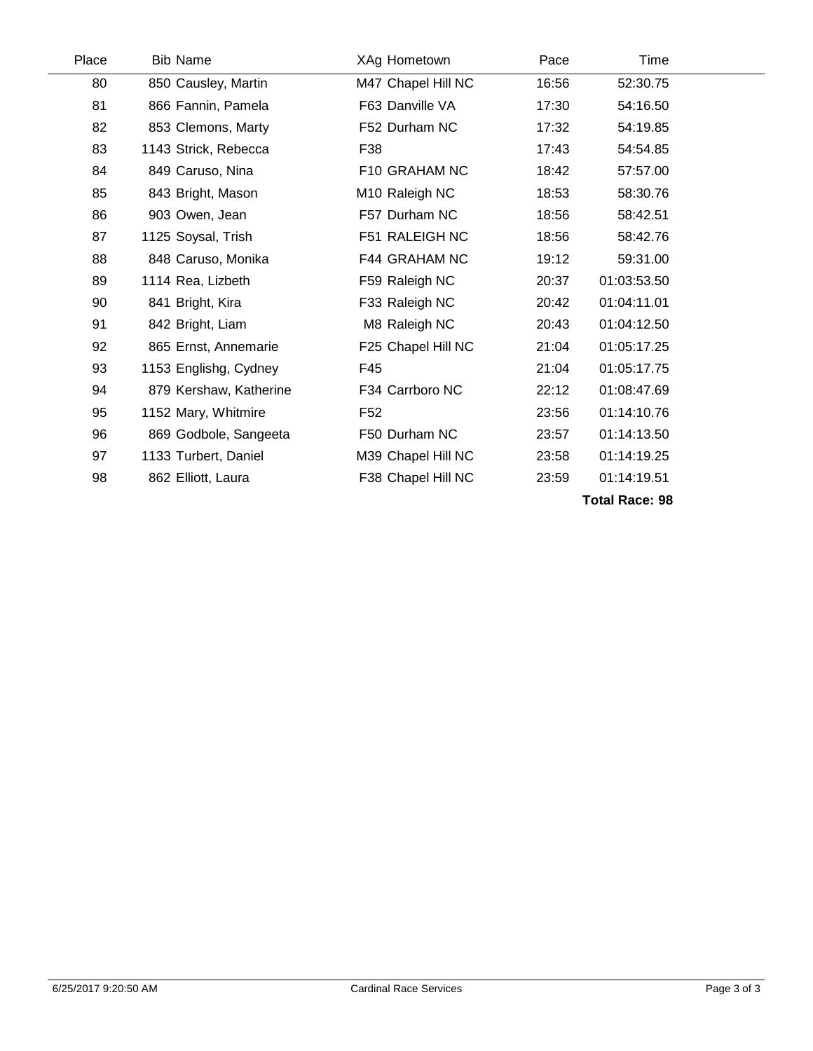| Place | Bib | Name | XAg | Hometown | Pace | Time |
|---|---|---|---|---|---|---|
| 80 | 850 | Causley, Martin | M47 | Chapel Hill NC | 16:56 | 52:30.75 |
| 81 | 866 | Fannin, Pamela | F63 | Danville VA | 17:30 | 54:16.50 |
| 82 | 853 | Clemons, Marty | F52 | Durham NC | 17:32 | 54:19.85 |
| 83 | 1143 | Strick, Rebecca | F38 | | 17:43 | 54:54.85 |
| 84 | 849 | Caruso, Nina | F10 | GRAHAM NC | 18:42 | 57:57.00 |
| 85 | 843 | Bright, Mason | M10 | Raleigh NC | 18:53 | 58:30.76 |
| 86 | 903 | Owen, Jean | F57 | Durham NC | 18:56 | 58:42.51 |
| 87 | 1125 | Soysal, Trish | F51 | RALEIGH NC | 18:56 | 58:42.76 |
| 88 | 848 | Caruso, Monika | F44 | GRAHAM NC | 19:12 | 59:31.00 |
| 89 | 1114 | Rea, Lizbeth | F59 | Raleigh NC | 20:37 | 01:03:53.50 |
| 90 | 841 | Bright, Kira | F33 | Raleigh NC | 20:42 | 01:04:11.01 |
| 91 | 842 | Bright, Liam | M8 | Raleigh NC | 20:43 | 01:04:12.50 |
| 92 | 865 | Ernst, Annemarie | F25 | Chapel Hill NC | 21:04 | 01:05:17.25 |
| 93 | 1153 | Englishg, Cydney | F45 | | 21:04 | 01:05:17.75 |
| 94 | 879 | Kershaw, Katherine | F34 | Carrboro NC | 22:12 | 01:08:47.69 |
| 95 | 1152 | Mary, Whitmire | F52 | | 23:56 | 01:14:10.76 |
| 96 | 869 | Godbole, Sangeeta | F50 | Durham NC | 23:57 | 01:14:13.50 |
| 97 | 1133 | Turbert, Daniel | M39 | Chapel Hill NC | 23:58 | 01:14:19.25 |
| 98 | 862 | Elliott, Laura | F38 | Chapel Hill NC | 23:59 | 01:14:19.51 |

**Total Race: 98**

6/25/2017 9:20:50 AM Cardinal Race Services